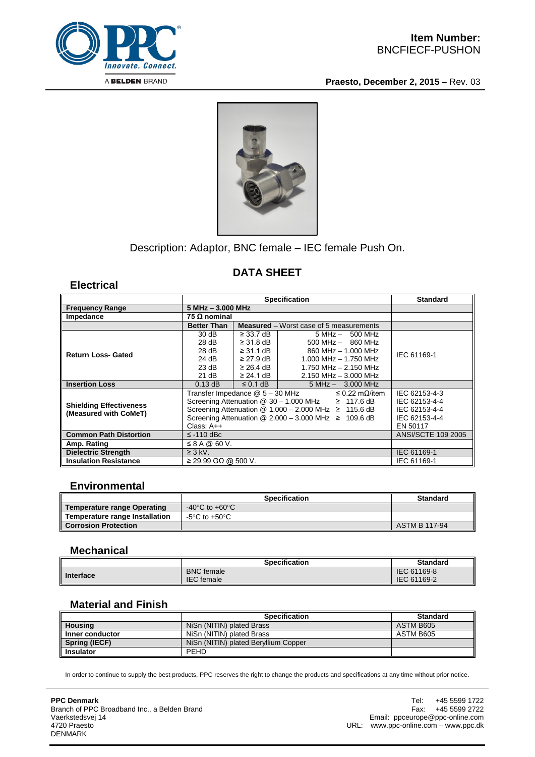**Item Number:**
BNCFIECF-PUSHON

**Praesto, December 2, 2015 –** Rev. 03

Description: Adaptor, BNC female – IEC female Push On.

## DATA SHEET

### Electrical

| | Specification | | | Standard |
|---|---|---|---|---|
| **Frequency Range** | **5 MHz – 3.000 MHz** | | | |
| **Impedance** | **75 Ω nominal** | | | |
| | **Better Than** | **Measured** – Worst case of 5 measurements | | |
| **Return Loss- Gated** | 30 dB | ≥ 33.7 dB | 5 MHz – 500 MHz | IEC 61169-1 |
| | 28 dB | ≥ 31.8 dB | 500 MHz – 860 MHz | |
| | 28 dB | ≥ 31.1 dB | 860 MHz – 1.000 MHz | |
| | 24 dB | ≥ 27.9 dB | 1.000 MHz – 1.750 MHz | |
| | 23 dB | ≥ 26.4 dB | 1.750 MHz – 2.150 MHz | |
| | 21 dB | ≥ 24.1 dB | 2.150 MHz – 3.000 MHz | |
| **Insertion Loss** | 0.13 dB | ≤ 0.1 dB | 5 MHz – 3.000 MHz | |
| **Shielding Effectiveness (Measured with CoMeT)** | Transfer Impedance @ 5 – 30 MHz ≤ 0.22 mΩ/item | | | IEC 62153-4-3 |
| | Screening Attenuation @ 30 – 1.000 MHz ≥ 117.6 dB | | | IEC 62153-4-4 |
| | Screening Attenuation @ 1.000 – 2.000 MHz ≥ 115.6 dB | | | IEC 62153-4-4 |
| | Screening Attenuation @ 2.000 – 3.000 MHz ≥ 109.6 dB | | | IEC 62153-4-4 |
| | Class: A++ | | | EN 50117 |
| **Common Path Distortion** | ≤ -110 dBc | | | ANSI/SCTE 109 2005 |
| **Amp. Rating** | ≤ 8 A @ 60 V. | | | |
| **Dielectric Strength** | ≥ 3 kV. | | | IEC 61169-1 |
| **Insulation Resistance** | ≥ 29.99 GΩ @ 500 V. | | | IEC 61169-1 |

### Environmental

| | Specification | Standard |
|---|---|---|
| **Temperature range Operating** | -40°C to +60°C | |
| **Temperature range Installation** | -5°C to +50°C | |
| **Corrosion Protection** | | ASTM B 117-94 |

### Mechanical

| | Specification | Standard |
|---|---|---|
| **Interface** | BNC female<br>IEC female | IEC 61169-8<br>IEC 61169-2 |

### Material and Finish

| | Specification | Standard |
|---|---|---|
| **Housing** | NiSn (NITIN) plated Brass | ASTM B605 |
| **Inner conductor** | NiSn (NITIN) plated Brass | ASTM B605 |
| **Spring (IECF)** | NiSn (NITIN) plated Beryllium Copper | |
| **Insulator** | PEHD | |

In order to continue to supply the best products, PPC reserves the right to change the products and specifications at any time without prior notice.

**PPC Denmark**
Branch of PPC Broadband Inc., a Belden Brand
Vaerkstedsvej 14
4720 Praesto
DENMARK

Tel: +45 5599 1722
Fax: +45 5599 2722
Email: ppceurope@ppc-online.com
URL: www.ppc-online.com – www.ppc.dk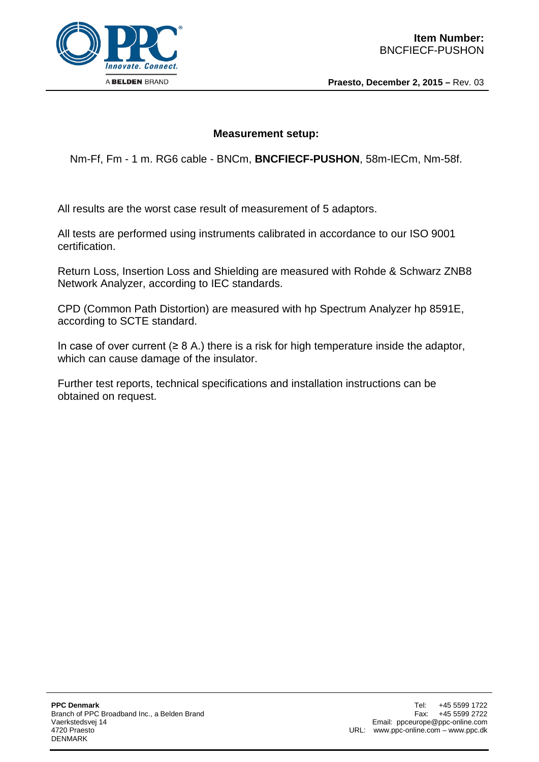**Item Number:**
BNCFIECF-PUSHON

**Praesto, December 2, 2015 –** Rev. 03

**Measurement setup:**

Nm-Ff, Fm - 1 m. RG6 cable - BNCm, **BNCFIECF-PUSHON**, 58m-IECm, Nm-58f.

All results are the worst case result of measurement of 5 adaptors.

All tests are performed using instruments calibrated in accordance to our ISO 9001 certification.

Return Loss, Insertion Loss and Shielding are measured with Rohde & Schwarz ZNB8 Network Analyzer, according to IEC standards.

CPD (Common Path Distortion) are measured with hp Spectrum Analyzer hp 8591E, according to SCTE standard.

In case of over current (≥ 8 A.) there is a risk for high temperature inside the adaptor, which can cause damage of the insulator.

Further test reports, technical specifications and installation instructions can be obtained on request.

**PPC Denmark**
Branch of PPC Broadband Inc., a Belden Brand
Vaerkstedsvej 14
4720 Praesto
DENMARK

Tel: +45 5599 1722
Fax: +45 5599 2722
Email: ppceurope@ppc-online.com
URL: www.ppc-online.com – www.ppc.dk